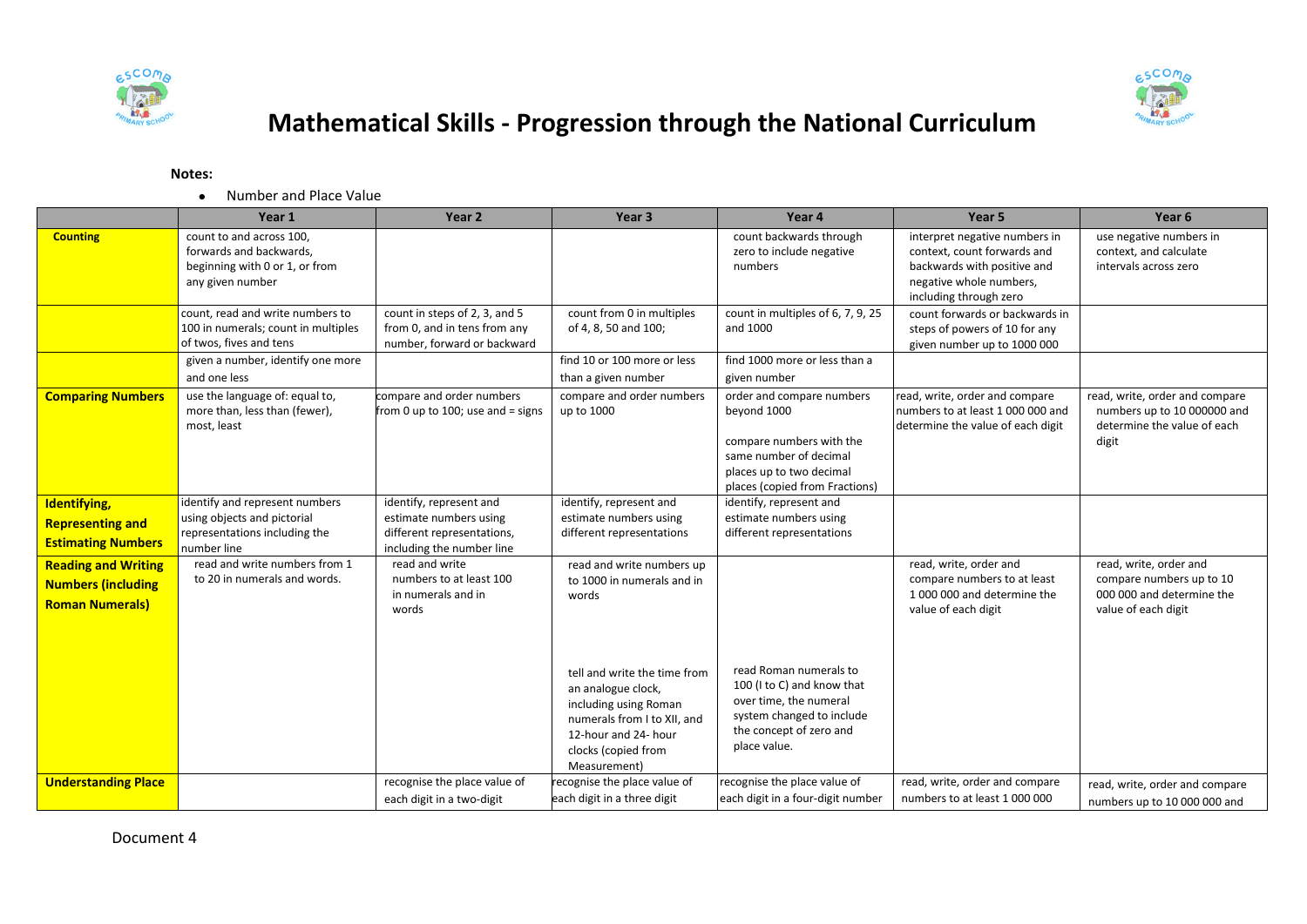# Mathematical Skills - Progression through the National Curriculum

**Notes:**

- Number and Place Value

| | Year 1 | Year 2 | Year 3 | Year 4 | Year 5 | Year 6 |
|---|---|---|---|---|---|---|
| **Counting** | count to and across 100, forwards and backwards, beginning with 0 or 1, or from any given number | | | count backwards through zero to include negative numbers | interpret negative numbers in context, count forwards and backwards with positive and negative whole numbers, including through zero | use negative numbers in context, and calculate intervals across zero |
| | count, read and write numbers to 100 in numerals; count in multiples of twos, fives and tens | count in steps of 2, 3, and 5 from 0, and in tens from any number, forward or backward | count from 0 in multiples of 4, 8, 50 and 100; | count in multiples of 6, 7, 9, 25 and 1000 | count forwards or backwards in steps of powers of 10 for any given number up to 1000 000 | |
| | given a number, identify one more and one less | | find 10 or 100 more or less than a given number | find 1000 more or less than a given number | | |
| **Comparing Numbers** | use the language of: equal to, more than, less than (fewer), most, least | compare and order numbers from 0 up to 100; use and = signs | compare and order numbers up to 1000 | order and compare numbers beyond 1000<br><br>compare numbers with the same number of decimal places up to two decimal places (copied from Fractions) | read, write, order and compare numbers to at least 1 000 000 and determine the value of each digit | read, write, order and compare numbers up to 10 000000 and determine the value of each digit |
| **Identifying, Representing and Estimating Numbers** | identify and represent numbers using objects and pictorial representations including the number line | identify, represent and estimate numbers using different representations, including the number line | identify, represent and estimate numbers using different representations | identify, represent and estimate numbers using different representations | | |
| **Reading and Writing Numbers (including Roman Numerals)** | read and write numbers from 1 to 20 in numerals and words. | read and write numbers to at least 100 in numerals and in words | read and write numbers up to 1000 in numerals and in words<br><br>tell and write the time from an analogue clock, including using Roman numerals from I to XII, and 12-hour and 24- hour clocks (copied from Measurement) | read Roman numerals to 100 (I to C) and know that over time, the numeral system changed to include the concept of zero and place value. | read, write, order and compare numbers to at least 1 000 000 and determine the value of each digit | read, write, order and compare numbers up to 10 000 000 and determine the value of each digit |
| **Understanding Place** | | recognise the place value of each digit in a two-digit | recognise the place value of each digit in a three digit | recognise the place value of each digit in a four-digit number | read, write, order and compare numbers to at least 1 000 000 | read, write, order and compare numbers up to 10 000 000 and |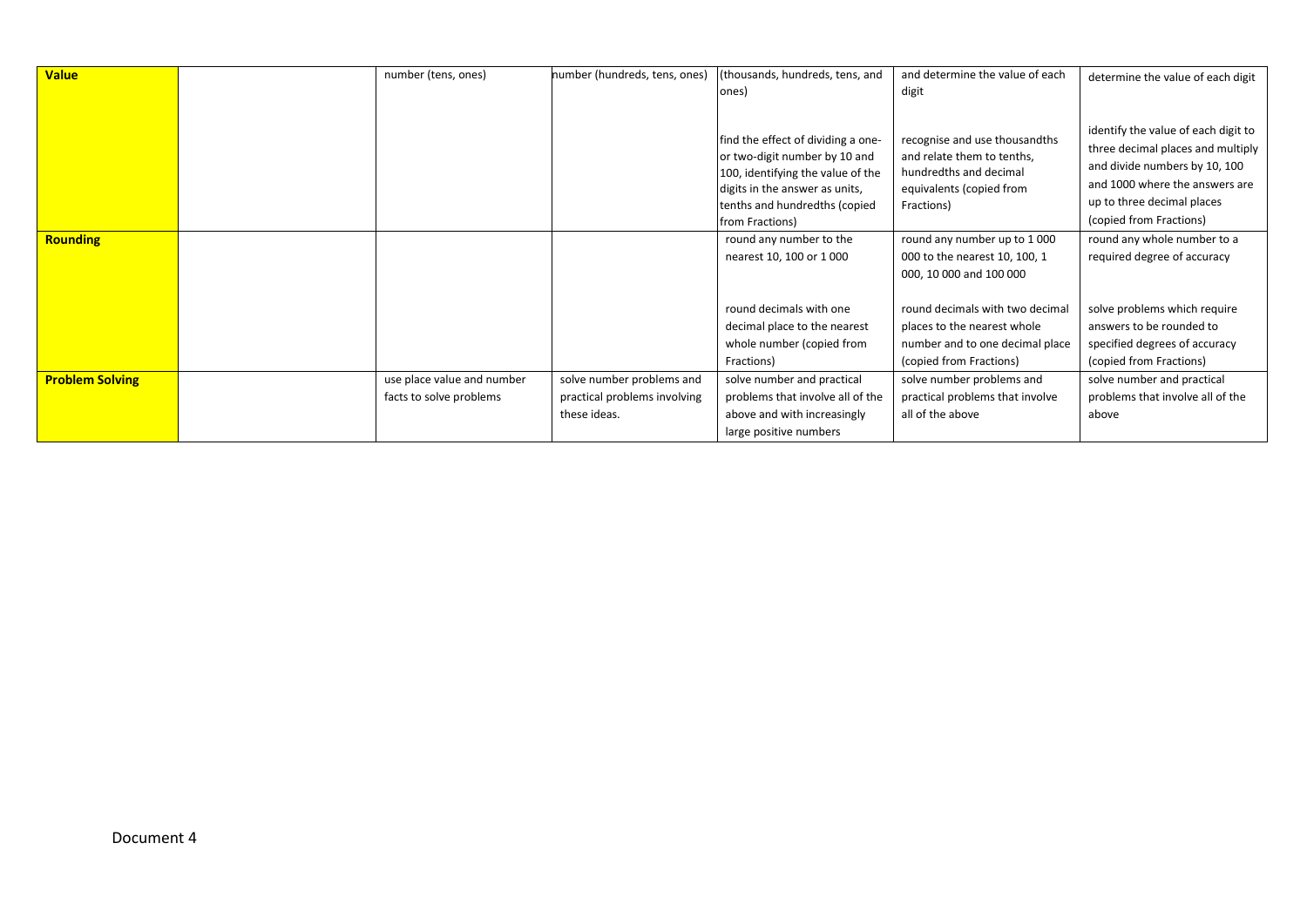| | | | | | | |
|---|---|---|---|---|---|---|
| **Value** | | number (tens, ones) | number (hundreds, tens, ones) | (thousands, hundreds, tens, and ones) | and determine the value of each digit | determine the value of each digit |
| | | | | find the effect of dividing a one- or two-digit number by 10 and 100, identifying the value of the digits in the answer as units, tenths and hundredths (copied from Fractions) | recognise and use thousandths and relate them to tenths, hundredths and decimal equivalents (copied from Fractions) | identify the value of each digit to three decimal places and multiply and divide numbers by 10, 100 and 1000 where the answers are up to three decimal places (copied from Fractions) |
| **Rounding** | | | | round any number to the nearest 10, 100 or 1 000 | round any number up to 1 000 000 to the nearest 10, 100, 1 000, 10 000 and 100 000 | round any whole number to a required degree of accuracy |
| | | | | round decimals with one decimal place to the nearest whole number (copied from Fractions) | round decimals with two decimal places to the nearest whole number and to one decimal place (copied from Fractions) | solve problems which require answers to be rounded to specified degrees of accuracy (copied from Fractions) |
| **Problem Solving** | | use place value and number facts to solve problems | solve number problems and practical problems involving these ideas. | solve number and practical problems that involve all of the above and with increasingly large positive numbers | solve number problems and practical problems that involve all of the above | solve number and practical problems that involve all of the above |

Document 4